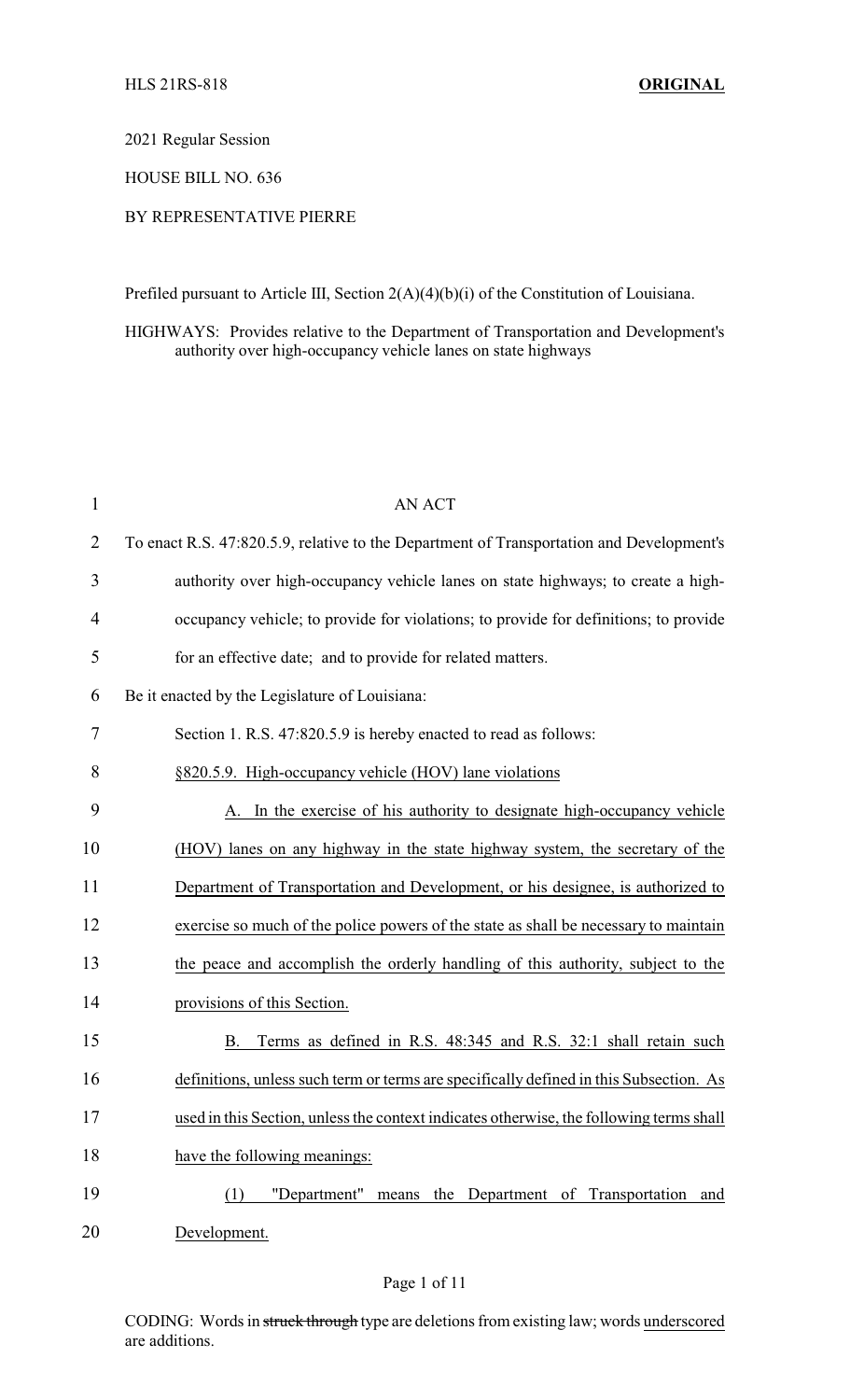HLS 21RS-818 **ORIGINAL**

2021 Regular Session

HOUSE BILL NO. 636

BY REPRESENTATIVE PIERRE

Prefiled pursuant to Article III, Section 2(A)(4)(b)(i) of the Constitution of Louisiana.

HIGHWAYS: Provides relative to the Department of Transportation and Development's authority over high-occupancy vehicle lanes on state highways

AN ACT

To enact R.S. 47:820.5.9, relative to the Department of Transportation and Development's authority over high-occupancy vehicle lanes on state highways; to create a high-occupancy vehicle; to provide for violations; to provide for definitions; to provide for an effective date; and to provide for related matters.

Be it enacted by the Legislature of Louisiana:

Section 1. R.S. 47:820.5.9 is hereby enacted to read as follows:

§820.5.9. High-occupancy vehicle (HOV) lane violations

A. In the exercise of his authority to designate high-occupancy vehicle (HOV) lanes on any highway in the state highway system, the secretary of the Department of Transportation and Development, or his designee, is authorized to exercise so much of the police powers of the state as shall be necessary to maintain the peace and accomplish the orderly handling of this authority, subject to the provisions of this Section.

B. Terms as defined in R.S. 48:345 and R.S. 32:1 shall retain such definitions, unless such term or terms are specifically defined in this Subsection. As used in this Section, unless the context indicates otherwise, the following terms shall have the following meanings:

(1) "Department" means the Department of Transportation and Development.

CODING: Words in ~~struck through~~ type are deletions from existing law; words underscored are additions.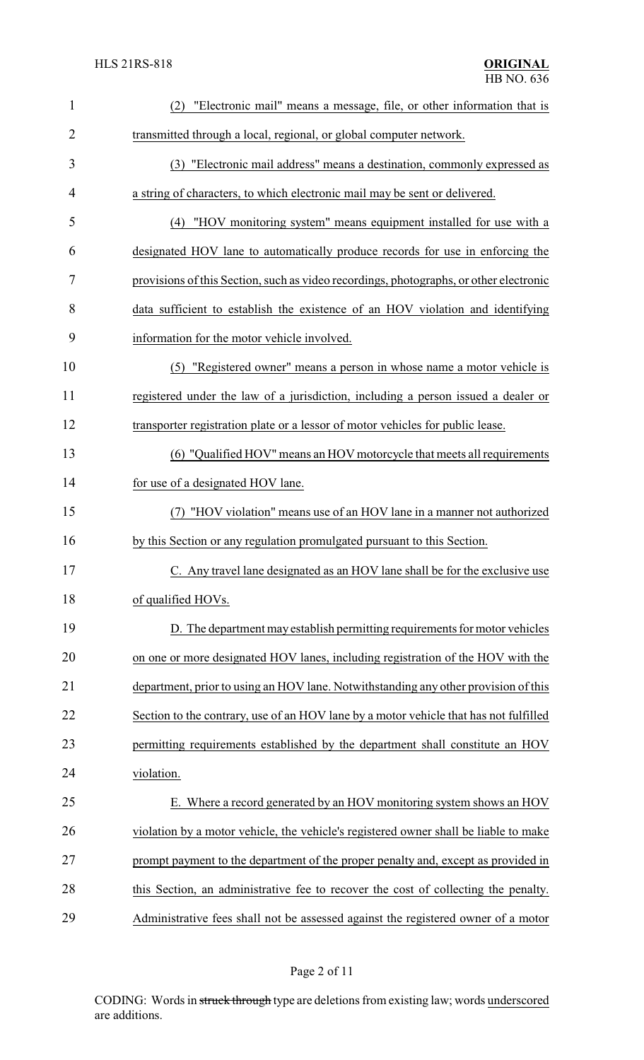(2) "Electronic mail" means a message, file, or other information that is transmitted through a local, regional, or global computer network.

(3) "Electronic mail address" means a destination, commonly expressed as a string of characters, to which electronic mail may be sent or delivered.

(4) "HOV monitoring system" means equipment installed for use with a designated HOV lane to automatically produce records for use in enforcing the provisions of this Section, such as video recordings, photographs, or other electronic data sufficient to establish the existence of an HOV violation and identifying information for the motor vehicle involved.

(5) "Registered owner" means a person in whose name a motor vehicle is registered under the law of a jurisdiction, including a person issued a dealer or transporter registration plate or a lessor of motor vehicles for public lease.

(6) "Qualified HOV" means an HOV motorcycle that meets all requirements for use of a designated HOV lane.

(7) "HOV violation" means use of an HOV lane in a manner not authorized by this Section or any regulation promulgated pursuant to this Section.

C. Any travel lane designated as an HOV lane shall be for the exclusive use of qualified HOVs.

D. The department may establish permitting requirements for motor vehicles on one or more designated HOV lanes, including registration of the HOV with the department, prior to using an HOV lane. Notwithstanding any other provision of this Section to the contrary, use of an HOV lane by a motor vehicle that has not fulfilled permitting requirements established by the department shall constitute an HOV violation.

E. Where a record generated by an HOV monitoring system shows an HOV violation by a motor vehicle, the vehicle's registered owner shall be liable to make prompt payment to the department of the proper penalty and, except as provided in this Section, an administrative fee to recover the cost of collecting the penalty. Administrative fees shall not be assessed against the registered owner of a motor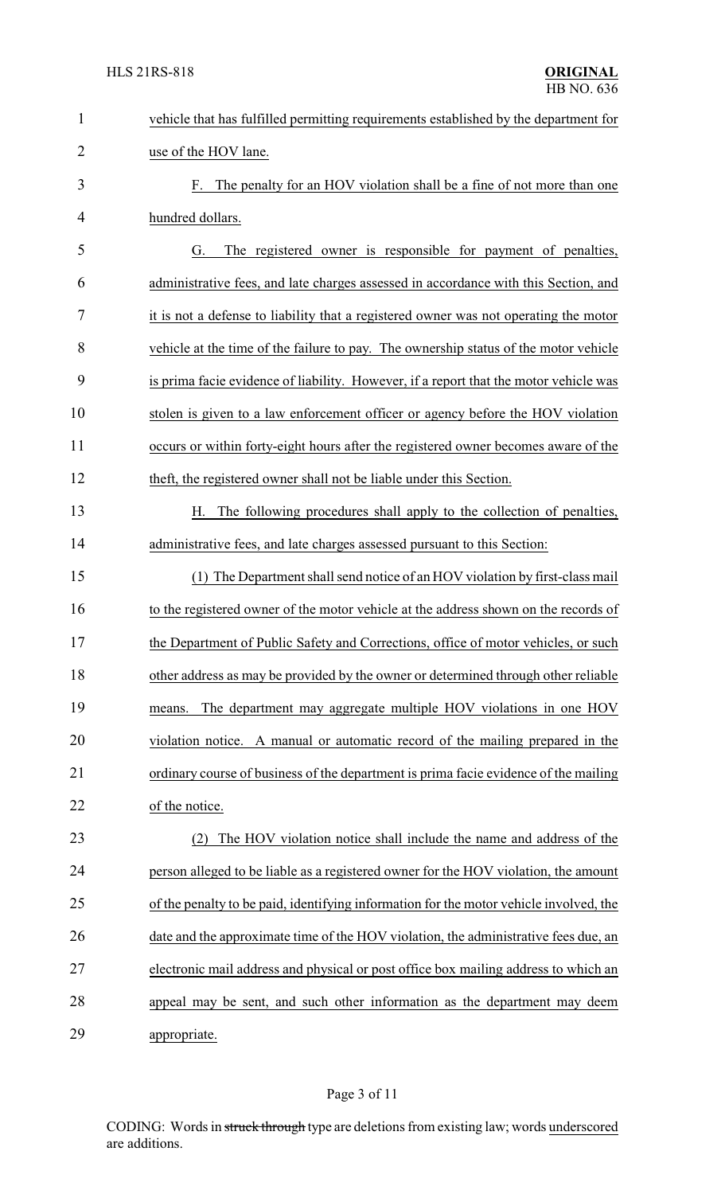vehicle that has fulfilled permitting requirements established by the department for use of the HOV lane.

F. The penalty for an HOV violation shall be a fine of not more than one hundred dollars.

G. The registered owner is responsible for payment of penalties, administrative fees, and late charges assessed in accordance with this Section, and it is not a defense to liability that a registered owner was not operating the motor vehicle at the time of the failure to pay. The ownership status of the motor vehicle is prima facie evidence of liability. However, if a report that the motor vehicle was stolen is given to a law enforcement officer or agency before the HOV violation occurs or within forty-eight hours after the registered owner becomes aware of the theft, the registered owner shall not be liable under this Section.

H. The following procedures shall apply to the collection of penalties, administrative fees, and late charges assessed pursuant to this Section:

(1) The Department shall send notice of an HOV violation by first-class mail to the registered owner of the motor vehicle at the address shown on the records of the Department of Public Safety and Corrections, office of motor vehicles, or such other address as may be provided by the owner or determined through other reliable means. The department may aggregate multiple HOV violations in one HOV violation notice. A manual or automatic record of the mailing prepared in the ordinary course of business of the department is prima facie evidence of the mailing of the notice.

(2) The HOV violation notice shall include the name and address of the person alleged to be liable as a registered owner for the HOV violation, the amount of the penalty to be paid, identifying information for the motor vehicle involved, the date and the approximate time of the HOV violation, the administrative fees due, an electronic mail address and physical or post office box mailing address to which an appeal may be sent, and such other information as the department may deem appropriate.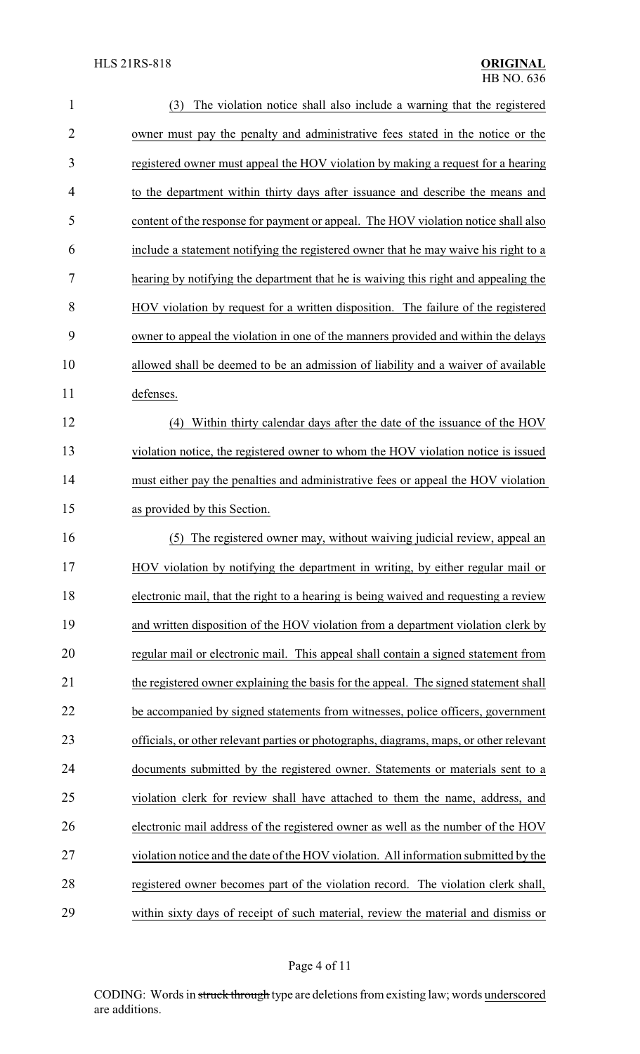(3) The violation notice shall also include a warning that the registered owner must pay the penalty and administrative fees stated in the notice or the registered owner must appeal the HOV violation by making a request for a hearing to the department within thirty days after issuance and describe the means and content of the response for payment or appeal. The HOV violation notice shall also include a statement notifying the registered owner that he may waive his right to a hearing by notifying the department that he is waiving this right and appealing the HOV violation by request for a written disposition. The failure of the registered owner to appeal the violation in one of the manners provided and within the delays allowed shall be deemed to be an admission of liability and a waiver of available defenses.

(4) Within thirty calendar days after the date of the issuance of the HOV violation notice, the registered owner to whom the HOV violation notice is issued must either pay the penalties and administrative fees or appeal the HOV violation as provided by this Section.

(5) The registered owner may, without waiving judicial review, appeal an HOV violation by notifying the department in writing, by either regular mail or electronic mail, that the right to a hearing is being waived and requesting a review and written disposition of the HOV violation from a department violation clerk by regular mail or electronic mail. This appeal shall contain a signed statement from the registered owner explaining the basis for the appeal. The signed statement shall be accompanied by signed statements from witnesses, police officers, government officials, or other relevant parties or photographs, diagrams, maps, or other relevant documents submitted by the registered owner. Statements or materials sent to a violation clerk for review shall have attached to them the name, address, and electronic mail address of the registered owner as well as the number of the HOV violation notice and the date of the HOV violation. All information submitted by the registered owner becomes part of the violation record. The violation clerk shall, within sixty days of receipt of such material, review the material and dismiss or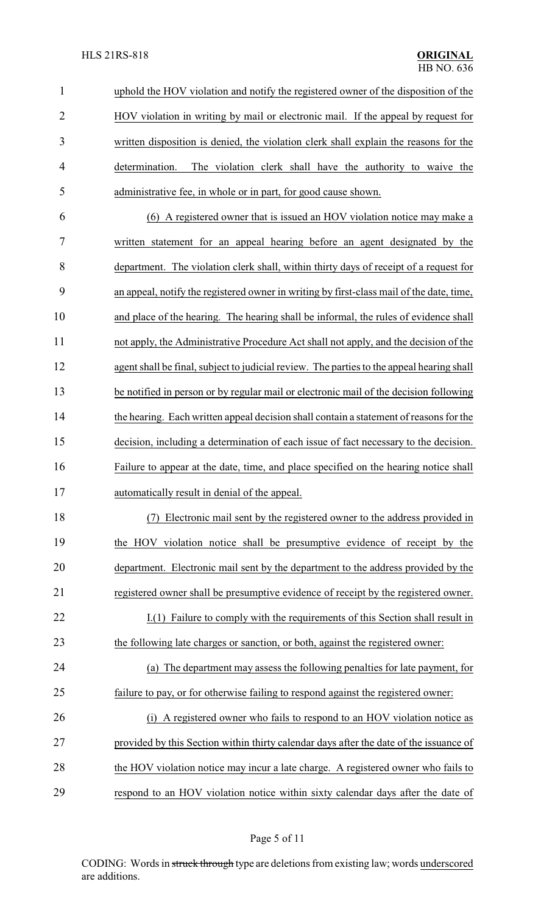uphold the HOV violation and notify the registered owner of the disposition of the HOV violation in writing by mail or electronic mail. If the appeal by request for written disposition is denied, the violation clerk shall explain the reasons for the determination. The violation clerk shall have the authority to waive the administrative fee, in whole or in part, for good cause shown.

(6) A registered owner that is issued an HOV violation notice may make a written statement for an appeal hearing before an agent designated by the department. The violation clerk shall, within thirty days of receipt of a request for an appeal, notify the registered owner in writing by first-class mail of the date, time, and place of the hearing. The hearing shall be informal, the rules of evidence shall not apply, the Administrative Procedure Act shall not apply, and the decision of the agent shall be final, subject to judicial review. The parties to the appeal hearing shall be notified in person or by regular mail or electronic mail of the decision following the hearing. Each written appeal decision shall contain a statement of reasons for the decision, including a determination of each issue of fact necessary to the decision. Failure to appear at the date, time, and place specified on the hearing notice shall automatically result in denial of the appeal.

(7) Electronic mail sent by the registered owner to the address provided in the HOV violation notice shall be presumptive evidence of receipt by the department. Electronic mail sent by the department to the address provided by the registered owner shall be presumptive evidence of receipt by the registered owner.

I.(1) Failure to comply with the requirements of this Section shall result in the following late charges or sanction, or both, against the registered owner:

(a) The department may assess the following penalties for late payment, for failure to pay, or for otherwise failing to respond against the registered owner:

(i) A registered owner who fails to respond to an HOV violation notice as provided by this Section within thirty calendar days after the date of the issuance of the HOV violation notice may incur a late charge. A registered owner who fails to respond to an HOV violation notice within sixty calendar days after the date of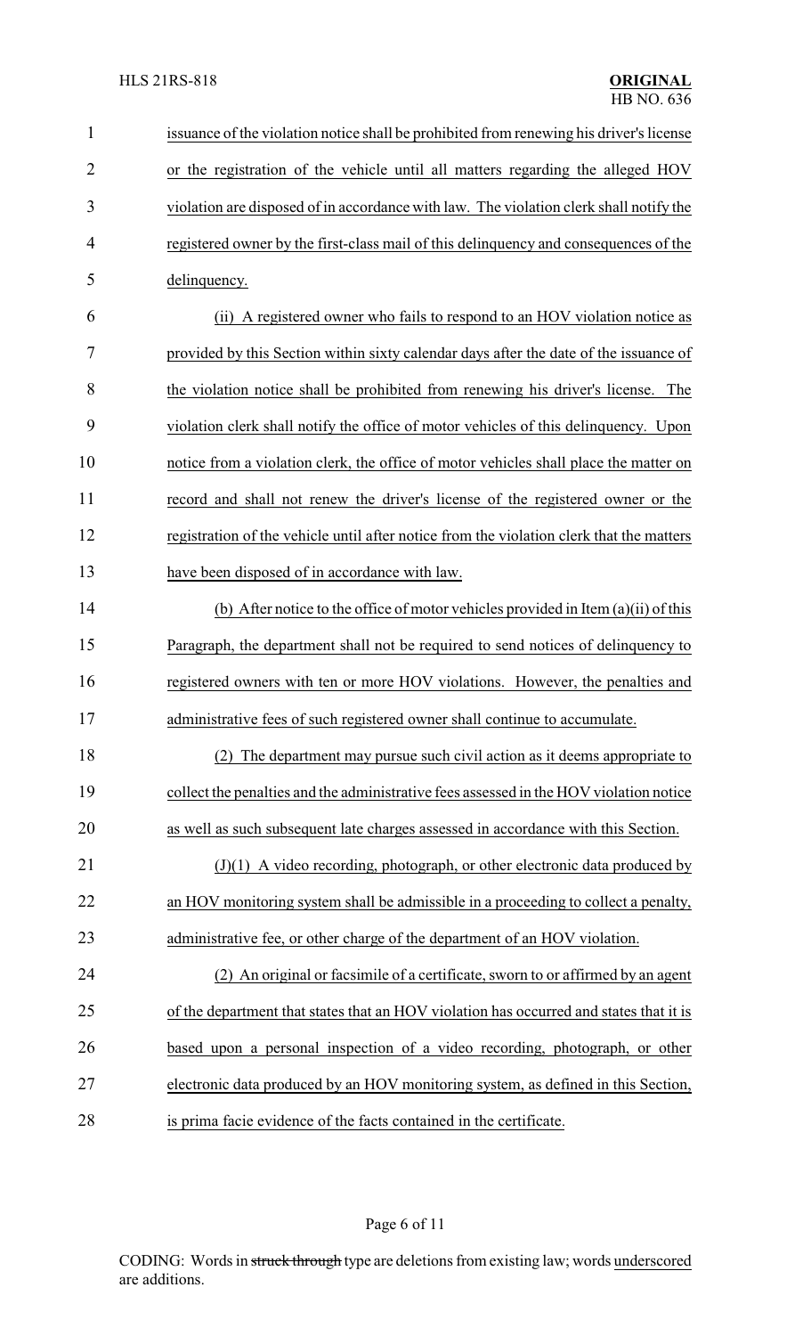issuance of the violation notice shall be prohibited from renewing his driver's license or the registration of the vehicle until all matters regarding the alleged HOV violation are disposed of in accordance with law. The violation clerk shall notify the registered owner by the first-class mail of this delinquency and consequences of the delinquency.

(ii) A registered owner who fails to respond to an HOV violation notice as provided by this Section within sixty calendar days after the date of the issuance of the violation notice shall be prohibited from renewing his driver's license. The violation clerk shall notify the office of motor vehicles of this delinquency. Upon notice from a violation clerk, the office of motor vehicles shall place the matter on record and shall not renew the driver's license of the registered owner or the registration of the vehicle until after notice from the violation clerk that the matters have been disposed of in accordance with law.

(b) After notice to the office of motor vehicles provided in Item (a)(ii) of this Paragraph, the department shall not be required to send notices of delinquency to registered owners with ten or more HOV violations. However, the penalties and administrative fees of such registered owner shall continue to accumulate.

(2) The department may pursue such civil action as it deems appropriate to collect the penalties and the administrative fees assessed in the HOV violation notice as well as such subsequent late charges assessed in accordance with this Section.

(J)(1) A video recording, photograph, or other electronic data produced by an HOV monitoring system shall be admissible in a proceeding to collect a penalty, administrative fee, or other charge of the department of an HOV violation.

(2) An original or facsimile of a certificate, sworn to or affirmed by an agent of the department that states that an HOV violation has occurred and states that it is based upon a personal inspection of a video recording, photograph, or other electronic data produced by an HOV monitoring system, as defined in this Section, is prima facie evidence of the facts contained in the certificate.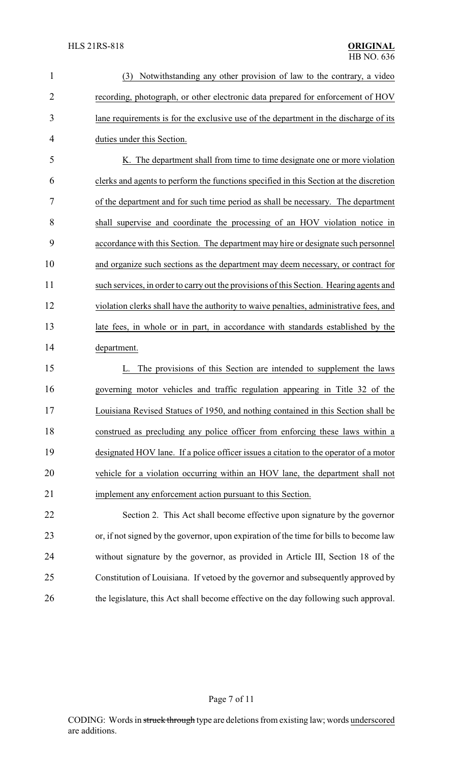(3) Notwithstanding any other provision of law to the contrary, a video recording, photograph, or other electronic data prepared for enforcement of HOV lane requirements is for the exclusive use of the department in the discharge of its duties under this Section.

K. The department shall from time to time designate one or more violation clerks and agents to perform the functions specified in this Section at the discretion of the department and for such time period as shall be necessary. The department shall supervise and coordinate the processing of an HOV violation notice in accordance with this Section. The department may hire or designate such personnel and organize such sections as the department may deem necessary, or contract for such services, in order to carry out the provisions of this Section. Hearing agents and violation clerks shall have the authority to waive penalties, administrative fees, and late fees, in whole or in part, in accordance with standards established by the department.

L. The provisions of this Section are intended to supplement the laws governing motor vehicles and traffic regulation appearing in Title 32 of the Louisiana Revised Statues of 1950, and nothing contained in this Section shall be construed as precluding any police officer from enforcing these laws within a designated HOV lane. If a police officer issues a citation to the operator of a motor vehicle for a violation occurring within an HOV lane, the department shall not implement any enforcement action pursuant to this Section.

Section 2. This Act shall become effective upon signature by the governor or, if not signed by the governor, upon expiration of the time for bills to become law without signature by the governor, as provided in Article III, Section 18 of the Constitution of Louisiana. If vetoed by the governor and subsequently approved by the legislature, this Act shall become effective on the day following such approval.

CODING: Words in ~~struck through~~ type are deletions from existing law; words underscored are additions.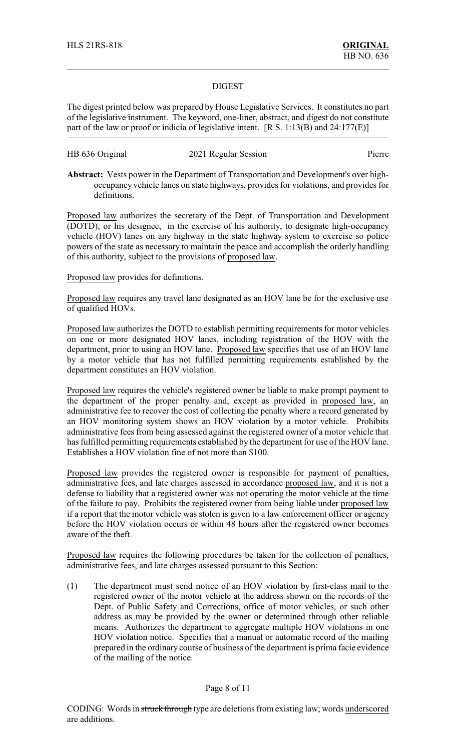HLS 21RS-818 **ORIGINAL**
HB NO. 636

DIGEST

The digest printed below was prepared by House Legislative Services. It constitutes no part of the legislative instrument. The keyword, one-liner, abstract, and digest do not constitute part of the law or proof or indicia of legislative intent. [R.S. 1:13(B) and 24:177(E)]

HB 636 Original 2021 Regular Session Pierre

**Abstract:** Vests power in the Department of Transportation and Development's over high-occupancy vehicle lanes on state highways, provides for violations, and provides for definitions.

Proposed law authorizes the secretary of the Dept. of Transportation and Development (DOTD), or his designee, in the exercise of his authority, to designate high-occupancy vehicle (HOV) lanes on any highway in the state highway system to exercise so police powers of the state as necessary to maintain the peace and accomplish the orderly handling of this authority, subject to the provisions of proposed law.

Proposed law provides for definitions.

Proposed law requires any travel lane designated as an HOV lane be for the exclusive use of qualified HOVs.

Proposed law authorizes the DOTD to establish permitting requirements for motor vehicles on one or more designated HOV lanes, including registration of the HOV with the department, prior to using an HOV lane. Proposed law specifies that use of an HOV lane by a motor vehicle that has not fulfilled permitting requirements established by the department constitutes an HOV violation.

Proposed law requires the vehicle's registered owner be liable to make prompt payment to the department of the proper penalty and, except as provided in proposed law, an administrative fee to recover the cost of collecting the penalty where a record generated by an HOV monitoring system shows an HOV violation by a motor vehicle. Prohibits administrative fees from being assessed against the registered owner of a motor vehicle that has fulfilled permitting requirements established by the department for use of the HOV lane. Establishes a HOV violation fine of not more than $100.

Proposed law provides the registered owner is responsible for payment of penalties, administrative fees, and late charges assessed in accordance proposed law, and it is not a defense to liability that a registered owner was not operating the motor vehicle at the time of the failure to pay. Prohibits the registered owner from being liable under proposed law if a report that the motor vehicle was stolen is given to a law enforcement officer or agency before the HOV violation occurs or within 48 hours after the registered owner becomes aware of the theft.

Proposed law requires the following procedures be taken for the collection of penalties, administrative fees, and late charges assessed pursuant to this Section:

(1) The department must send notice of an HOV violation by first-class mail to the registered owner of the motor vehicle at the address shown on the records of the Dept. of Public Safety and Corrections, office of motor vehicles, or such other address as may be provided by the owner or determined through other reliable means. Authorizes the department to aggregate multiple HOV violations in one HOV violation notice. Specifies that a manual or automatic record of the mailing prepared in the ordinary course of business of the department is prima facie evidence of the mailing of the notice.

CODING: Words in ~~struck through~~ type are deletions from existing law; words underscored are additions.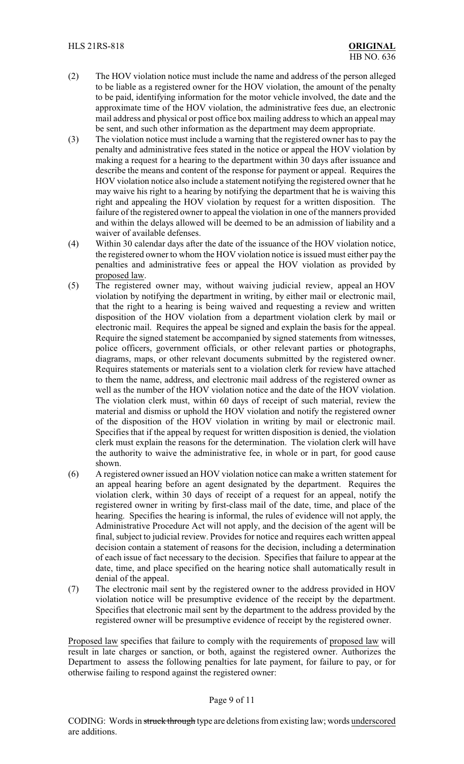(2) The HOV violation notice must include the name and address of the person alleged to be liable as a registered owner for the HOV violation, the amount of the penalty to be paid, identifying information for the motor vehicle involved, the date and the approximate time of the HOV violation, the administrative fees due, an electronic mail address and physical or post office box mailing address to which an appeal may be sent, and such other information as the department may deem appropriate.

(3) The violation notice must include a warning that the registered owner has to pay the penalty and administrative fees stated in the notice or appeal the HOV violation by making a request for a hearing to the department within 30 days after issuance and describe the means and content of the response for payment or appeal. Requires the HOV violation notice also include a statement notifying the registered owner that he may waive his right to a hearing by notifying the department that he is waiving this right and appealing the HOV violation by request for a written disposition. The failure of the registered owner to appeal the violation in one of the manners provided and within the delays allowed will be deemed to be an admission of liability and a waiver of available defenses.

(4) Within 30 calendar days after the date of the issuance of the HOV violation notice, the registered owner to whom the HOV violation notice is issued must either pay the penalties and administrative fees or appeal the HOV violation as provided by <u>proposed law</u>.

(5) The registered owner may, without waiving judicial review, appeal an HOV violation by notifying the department in writing, by either mail or electronic mail, that the right to a hearing is being waived and requesting a review and written disposition of the HOV violation from a department violation clerk by mail or electronic mail. Requires the appeal be signed and explain the basis for the appeal. Require the signed statement be accompanied by signed statements from witnesses, police officers, government officials, or other relevant parties or photographs, diagrams, maps, or other relevant documents submitted by the registered owner. Requires statements or materials sent to a violation clerk for review have attached to them the name, address, and electronic mail address of the registered owner as well as the number of the HOV violation notice and the date of the HOV violation. The violation clerk must, within 60 days of receipt of such material, review the material and dismiss or uphold the HOV violation and notify the registered owner of the disposition of the HOV violation in writing by mail or electronic mail. Specifies that if the appeal by request for written disposition is denied, the violation clerk must explain the reasons for the determination. The violation clerk will have the authority to waive the administrative fee, in whole or in part, for good cause shown.

(6) A registered owner issued an HOV violation notice can make a written statement for an appeal hearing before an agent designated by the department. Requires the violation clerk, within 30 days of receipt of a request for an appeal, notify the registered owner in writing by first-class mail of the date, time, and place of the hearing. Specifies the hearing is informal, the rules of evidence will not apply, the Administrative Procedure Act will not apply, and the decision of the agent will be final, subject to judicial review. Provides for notice and requires each written appeal decision contain a statement of reasons for the decision, including a determination of each issue of fact necessary to the decision. Specifies that failure to appear at the date, time, and place specified on the hearing notice shall automatically result in denial of the appeal.

(7) The electronic mail sent by the registered owner to the address provided in HOV violation notice will be presumptive evidence of the receipt by the department. Specifies that electronic mail sent by the department to the address provided by the registered owner will be presumptive evidence of receipt by the registered owner.

<u>Proposed law</u> specifies that failure to comply with the requirements of <u>proposed law</u> will result in late charges or sanction, or both, against the registered owner. Authorizes the Department to assess the following penalties for late payment, for failure to pay, or for otherwise failing to respond against the registered owner: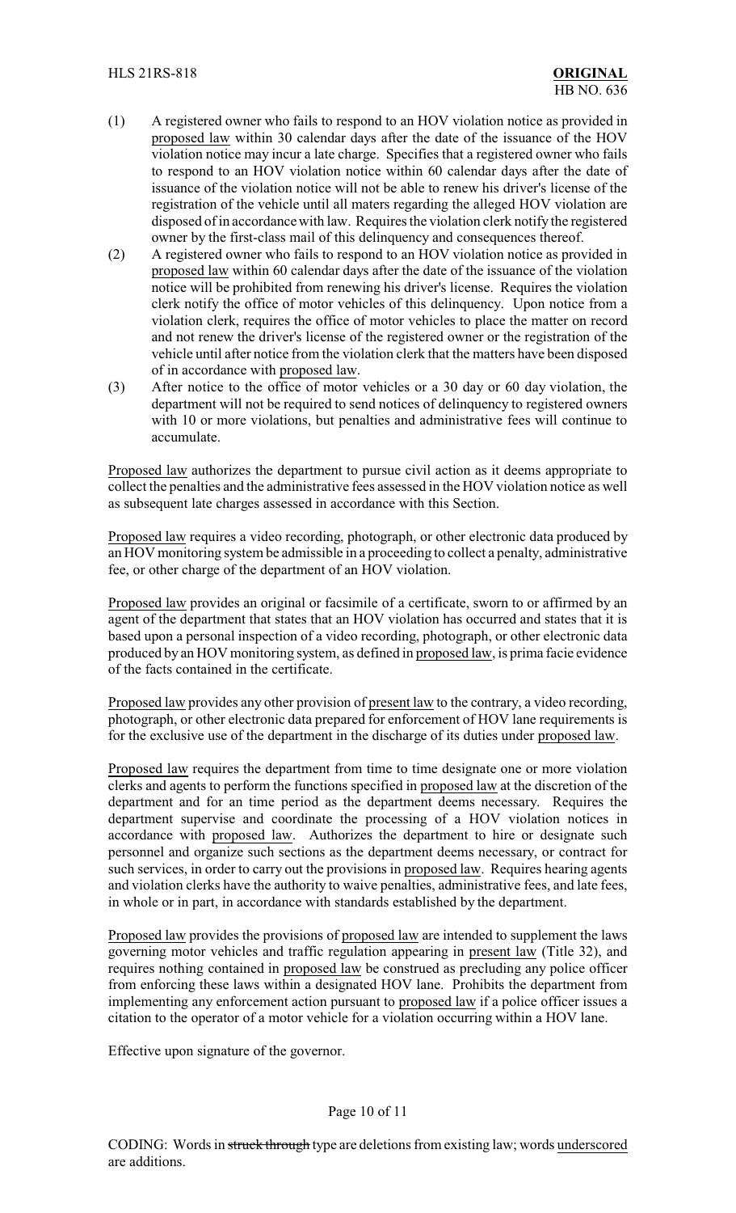(1) A registered owner who fails to respond to an HOV violation notice as provided in proposed law within 30 calendar days after the date of the issuance of the HOV violation notice may incur a late charge. Specifies that a registered owner who fails to respond to an HOV violation notice within 60 calendar days after the date of issuance of the violation notice will not be able to renew his driver's license of the registration of the vehicle until all maters regarding the alleged HOV violation are disposed of in accordance with law. Requires the violation clerk notify the registered owner by the first-class mail of this delinquency and consequences thereof.

(2) A registered owner who fails to respond to an HOV violation notice as provided in proposed law within 60 calendar days after the date of the issuance of the violation notice will be prohibited from renewing his driver's license. Requires the violation clerk notify the office of motor vehicles of this delinquency. Upon notice from a violation clerk, requires the office of motor vehicles to place the matter on record and not renew the driver's license of the registered owner or the registration of the vehicle until after notice from the violation clerk that the matters have been disposed of in accordance with proposed law.

(3) After notice to the office of motor vehicles or a 30 day or 60 day violation, the department will not be required to send notices of delinquency to registered owners with 10 or more violations, but penalties and administrative fees will continue to accumulate.

Proposed law authorizes the department to pursue civil action as it deems appropriate to collect the penalties and the administrative fees assessed in the HOV violation notice as well as subsequent late charges assessed in accordance with this Section.

Proposed law requires a video recording, photograph, or other electronic data produced by an HOV monitoring system be admissible in a proceeding to collect a penalty, administrative fee, or other charge of the department of an HOV violation.

Proposed law provides an original or facsimile of a certificate, sworn to or affirmed by an agent of the department that states that an HOV violation has occurred and states that it is based upon a personal inspection of a video recording, photograph, or other electronic data produced by an HOV monitoring system, as defined in proposed law, is prima facie evidence of the facts contained in the certificate.

Proposed law provides any other provision of present law to the contrary, a video recording, photograph, or other electronic data prepared for enforcement of HOV lane requirements is for the exclusive use of the department in the discharge of its duties under proposed law.

Proposed law requires the department from time to time designate one or more violation clerks and agents to perform the functions specified in proposed law at the discretion of the department and for an time period as the department deems necessary. Requires the department supervise and coordinate the processing of a HOV violation notices in accordance with proposed law. Authorizes the department to hire or designate such personnel and organize such sections as the department deems necessary, or contract for such services, in order to carry out the provisions in proposed law. Requires hearing agents and violation clerks have the authority to waive penalties, administrative fees, and late fees, in whole or in part, in accordance with standards established by the department.

Proposed law provides the provisions of proposed law are intended to supplement the laws governing motor vehicles and traffic regulation appearing in present law (Title 32), and requires nothing contained in proposed law be construed as precluding any police officer from enforcing these laws within a designated HOV lane. Prohibits the department from implementing any enforcement action pursuant to proposed law if a police officer issues a citation to the operator of a motor vehicle for a violation occurring within a HOV lane.

Effective upon signature of the governor.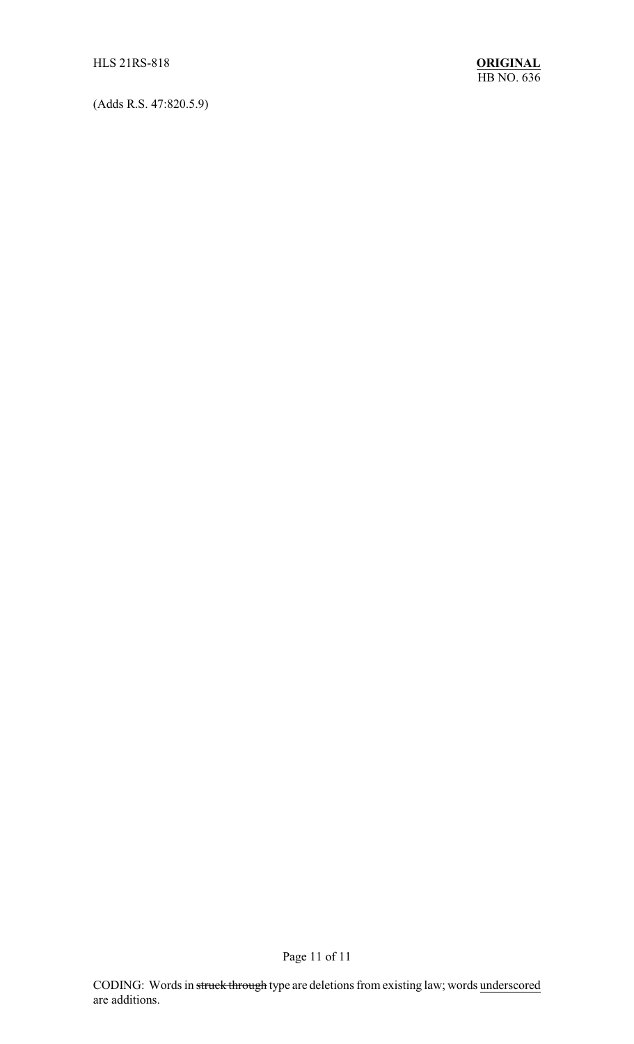(Adds R.S. 47:820.5.9)